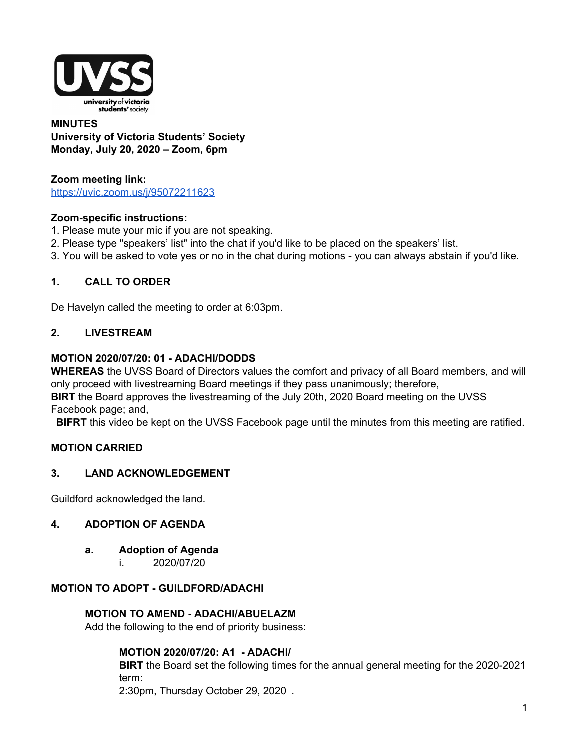**MINUTES**
**University of Victoria Students' Society**
**Monday, July 20, 2020 – Zoom, 6pm**

**Zoom meeting link:**
https://uvic.zoom.us/j/95072211623

**Zoom-specific instructions:**

1. Please mute your mic if you are not speaking.
2. Please type "speakers' list" into the chat if you'd like to be placed on the speakers' list.
3. You will be asked to vote yes or no in the chat during motions - you can always abstain if you'd like.

## 1. CALL TO ORDER

De Havelyn called the meeting to order at 6:03pm.

## 2. LIVESTREAM

**MOTION 2020/07/20: 01 - ADACHI/DODDS**
**WHEREAS** the UVSS Board of Directors values the comfort and privacy of all Board members, and will only proceed with livestreaming Board meetings if they pass unanimously; therefore,
**BIRT** the Board approves the livestreaming of the July 20th, 2020 Board meeting on the UVSS Facebook page; and,
**BIFRT** this video be kept on the UVSS Facebook page until the minutes from this meeting are ratified.

**MOTION CARRIED**

## 3. LAND ACKNOWLEDGEMENT

Guildford acknowledged the land.

## 4. ADOPTION OF AGENDA

### a. Adoption of Agenda

i. 2020/07/20

**MOTION TO ADOPT - GUILDFORD/ADACHI**

**MOTION TO AMEND - ADACHI/ABUELAZM**
Add the following to the end of priority business:

**MOTION 2020/07/20: A1 - ADACHI/**
**BIRT** the Board set the following times for the annual general meeting for the 2020-2021 term:
2:30pm, Thursday October 29, 2020 .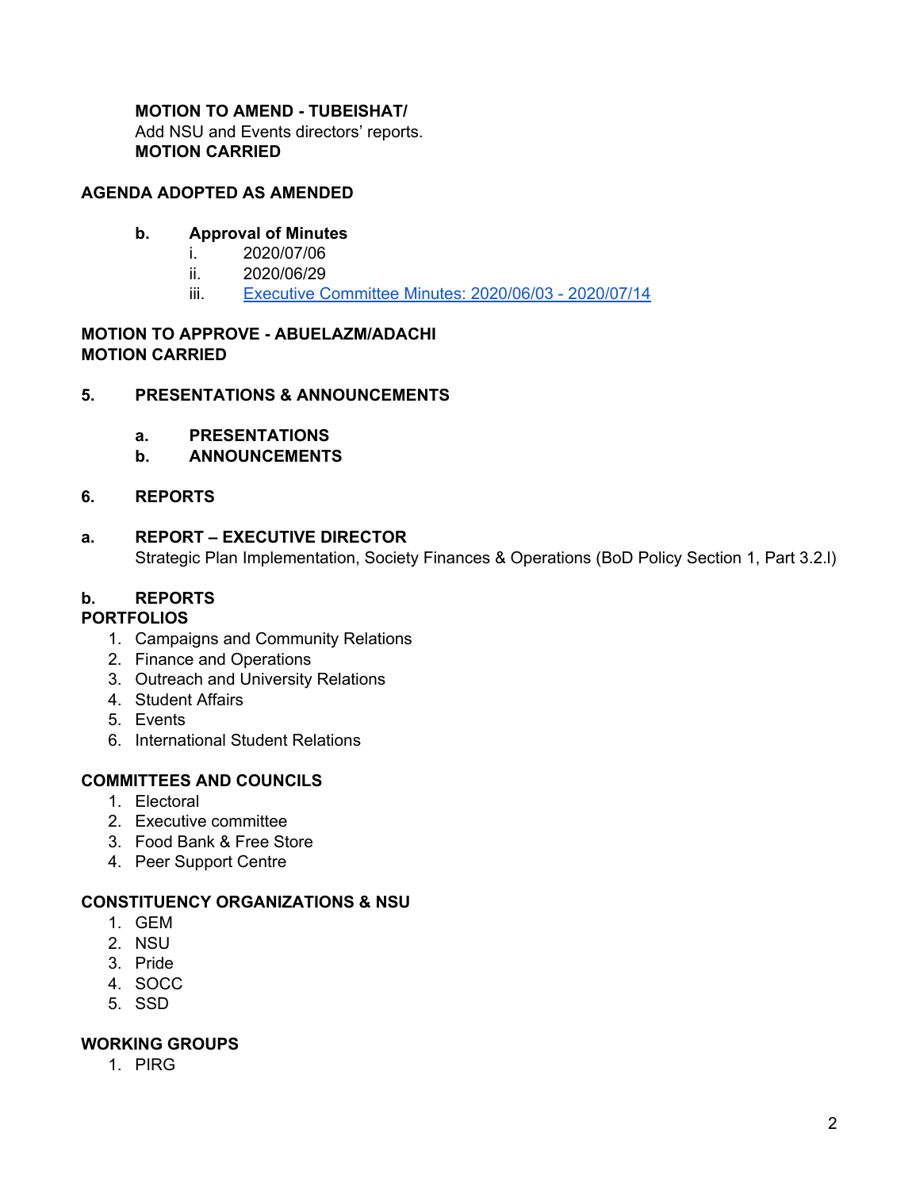**MOTION TO AMEND - TUBEISHAT/**
Add NSU and Events directors' reports.
**MOTION CARRIED**

**AGENDA ADOPTED AS AMENDED**

**b. Approval of Minutes**

i. 2020/07/06
ii. 2020/06/29
iii. Executive Committee Minutes: 2020/06/03 - 2020/07/14

**MOTION TO APPROVE - ABUELAZM/ADACHI**
**MOTION CARRIED**

## 5. PRESENTATIONS & ANNOUNCEMENTS

**a. PRESENTATIONS**

**b. ANNOUNCEMENTS**

## 6. REPORTS

**a. REPORT – EXECUTIVE DIRECTOR**

Strategic Plan Implementation, Society Finances & Operations (BoD Policy Section 1, Part 3.2.l)

**b. REPORTS**

**PORTFOLIOS**

1. Campaigns and Community Relations
2. Finance and Operations
3. Outreach and University Relations
4. Student Affairs
5. Events
6. International Student Relations

**COMMITTEES AND COUNCILS**

1. Electoral
2. Executive committee
3. Food Bank & Free Store
4. Peer Support Centre

**CONSTITUENCY ORGANIZATIONS & NSU**

1. GEM
2. NSU
3. Pride
4. SOCC
5. SSD

**WORKING GROUPS**

1. PIRG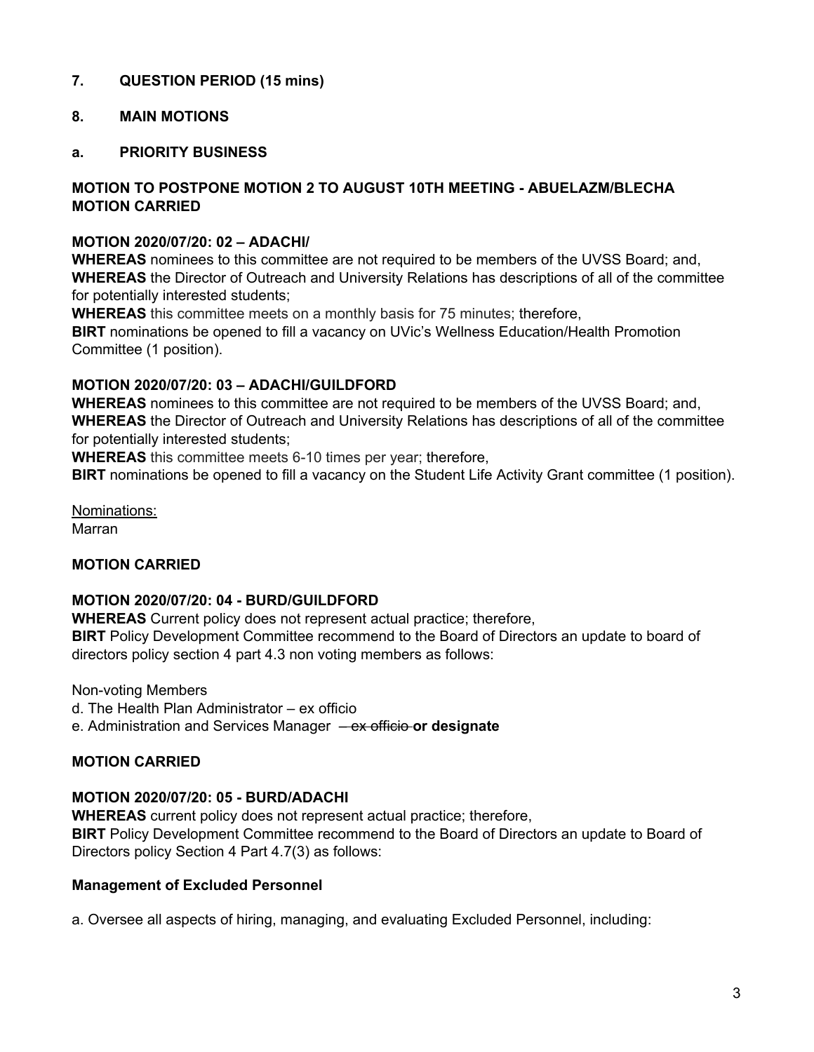**7. QUESTION PERIOD (15 mins)**

**8. MAIN MOTIONS**

**a. PRIORITY BUSINESS**

**MOTION TO POSTPONE MOTION 2 TO AUGUST 10TH MEETING - ABUELAZM/BLECHA**
**MOTION CARRIED**

**MOTION 2020/07/20: 02 – ADACHI/**
**WHEREAS** nominees to this committee are not required to be members of the UVSS Board; and,
**WHEREAS** the Director of Outreach and University Relations has descriptions of all of the committee for potentially interested students;
**WHEREAS** this committee meets on a monthly basis for 75 minutes; therefore,
**BIRT** nominations be opened to fill a vacancy on UVic's Wellness Education/Health Promotion Committee (1 position).

**MOTION 2020/07/20: 03 – ADACHI/GUILDFORD**
**WHEREAS** nominees to this committee are not required to be members of the UVSS Board; and,
**WHEREAS** the Director of Outreach and University Relations has descriptions of all of the committee for potentially interested students;
**WHEREAS** this committee meets 6-10 times per year; therefore,
**BIRT** nominations be opened to fill a vacancy on the Student Life Activity Grant committee (1 position).

<u>Nominations:</u>
Marran

**MOTION CARRIED**

**MOTION 2020/07/20: 04 - BURD/GUILDFORD**
**WHEREAS** Current policy does not represent actual practice; therefore,
**BIRT** Policy Development Committee recommend to the Board of Directors an update to board of directors policy section 4 part 4.3 non voting members as follows:

Non-voting Members
d. The Health Plan Administrator – ex officio
e. Administration and Services Manager ~~– ex officio~~ **or designate**

**MOTION CARRIED**

**MOTION 2020/07/20: 05 - BURD/ADACHI**
**WHEREAS** current policy does not represent actual practice; therefore,
**BIRT** Policy Development Committee recommend to the Board of Directors an update to Board of Directors policy Section 4 Part 4.7(3) as follows:

**Management of Excluded Personnel**

a. Oversee all aspects of hiring, managing, and evaluating Excluded Personnel, including: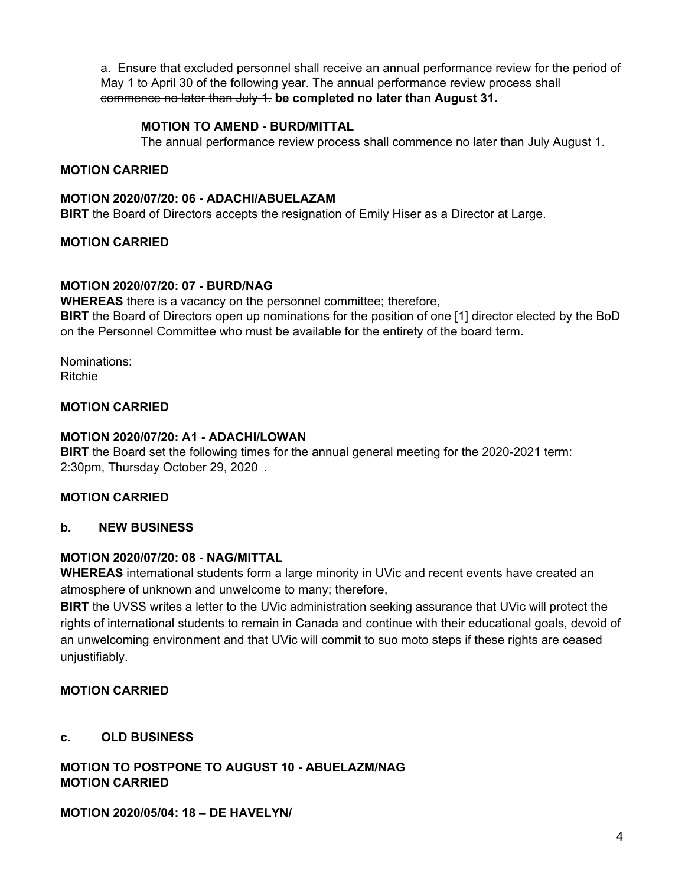a. Ensure that excluded personnel shall receive an annual performance review for the period of May 1 to April 30 of the following year. The annual performance review process shall ~~commence no later than July 1.~~ **be completed no later than August 31.**

> **MOTION TO AMEND - BURD/MITTAL**
> The annual performance review process shall commence no later than ~~July~~ August 1.

**MOTION CARRIED**

**MOTION 2020/07/20: 06 - ADACHI/ABUELAZAM**
**BIRT** the Board of Directors accepts the resignation of Emily Hiser as a Director at Large.

**MOTION CARRIED**

**MOTION 2020/07/20: 07 - BURD/NAG**
**WHEREAS** there is a vacancy on the personnel committee; therefore,
**BIRT** the Board of Directors open up nominations for the position of one [1] director elected by the BoD on the Personnel Committee who must be available for the entirety of the board term.

<u>Nominations:</u>
Ritchie

**MOTION CARRIED**

**MOTION 2020/07/20: A1 - ADACHI/LOWAN**
**BIRT** the Board set the following times for the annual general meeting for the 2020-2021 term: 2:30pm, Thursday October 29, 2020 .

**MOTION CARRIED**

**b. NEW BUSINESS**

**MOTION 2020/07/20: 08 - NAG/MITTAL**
**WHEREAS** international students form a large minority in UVic and recent events have created an atmosphere of unknown and unwelcome to many; therefore,
**BIRT** the UVSS writes a letter to the UVic administration seeking assurance that UVic will protect the rights of international students to remain in Canada and continue with their educational goals, devoid of an unwelcoming environment and that UVic will commit to suo moto steps if these rights are ceased unjustifiably.

**MOTION CARRIED**

**c. OLD BUSINESS**

**MOTION TO POSTPONE TO AUGUST 10 - ABUELAZM/NAG**
**MOTION CARRIED**

**MOTION 2020/05/04: 18 – DE HAVELYN/**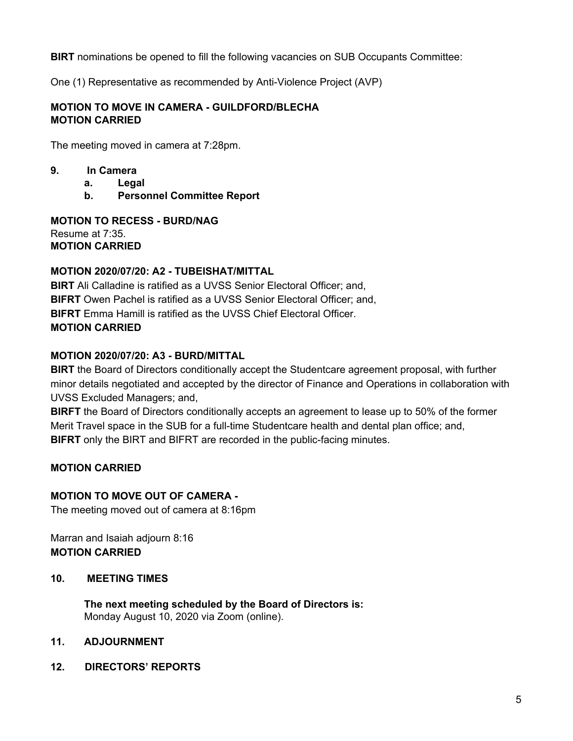**BIRT** nominations be opened to fill the following vacancies on SUB Occupants Committee:

One (1) Representative as recommended by Anti-Violence Project (AVP)

**MOTION TO MOVE IN CAMERA - GUILDFORD/BLECHA**
**MOTION CARRIED**

The meeting moved in camera at 7:28pm.

## 9. In Camera

   a. **Legal**
   b. **Personnel Committee Report**

**MOTION TO RECESS - BURD/NAG**
Resume at 7:35.
**MOTION CARRIED**

**MOTION 2020/07/20: A2 - TUBEISHAT/MITTAL**
**BIRT** Ali Calladine is ratified as a UVSS Senior Electoral Officer; and,
**BIFRT** Owen Pachel is ratified as a UVSS Senior Electoral Officer; and,
**BIFRT** Emma Hamill is ratified as the UVSS Chief Electoral Officer.
**MOTION CARRIED**

**MOTION 2020/07/20: A3 - BURD/MITTAL**
**BIRT** the Board of Directors conditionally accept the Studentcare agreement proposal, with further minor details negotiated and accepted by the director of Finance and Operations in collaboration with UVSS Excluded Managers; and,
**BIRFT** the Board of Directors conditionally accepts an agreement to lease up to 50% of the former Merit Travel space in the SUB for a full-time Studentcare health and dental plan office; and,
**BIFRT** only the BIRT and BIFRT are recorded in the public-facing minutes.

**MOTION CARRIED**

**MOTION TO MOVE OUT OF CAMERA -**
The meeting moved out of camera at 8:16pm

Marran and Isaiah adjourn 8:16
**MOTION CARRIED**

## 10. MEETING TIMES

**The next meeting scheduled by the Board of Directors is:**
Monday August 10, 2020 via Zoom (online).

## 11. ADJOURNMENT

## 12. DIRECTORS' REPORTS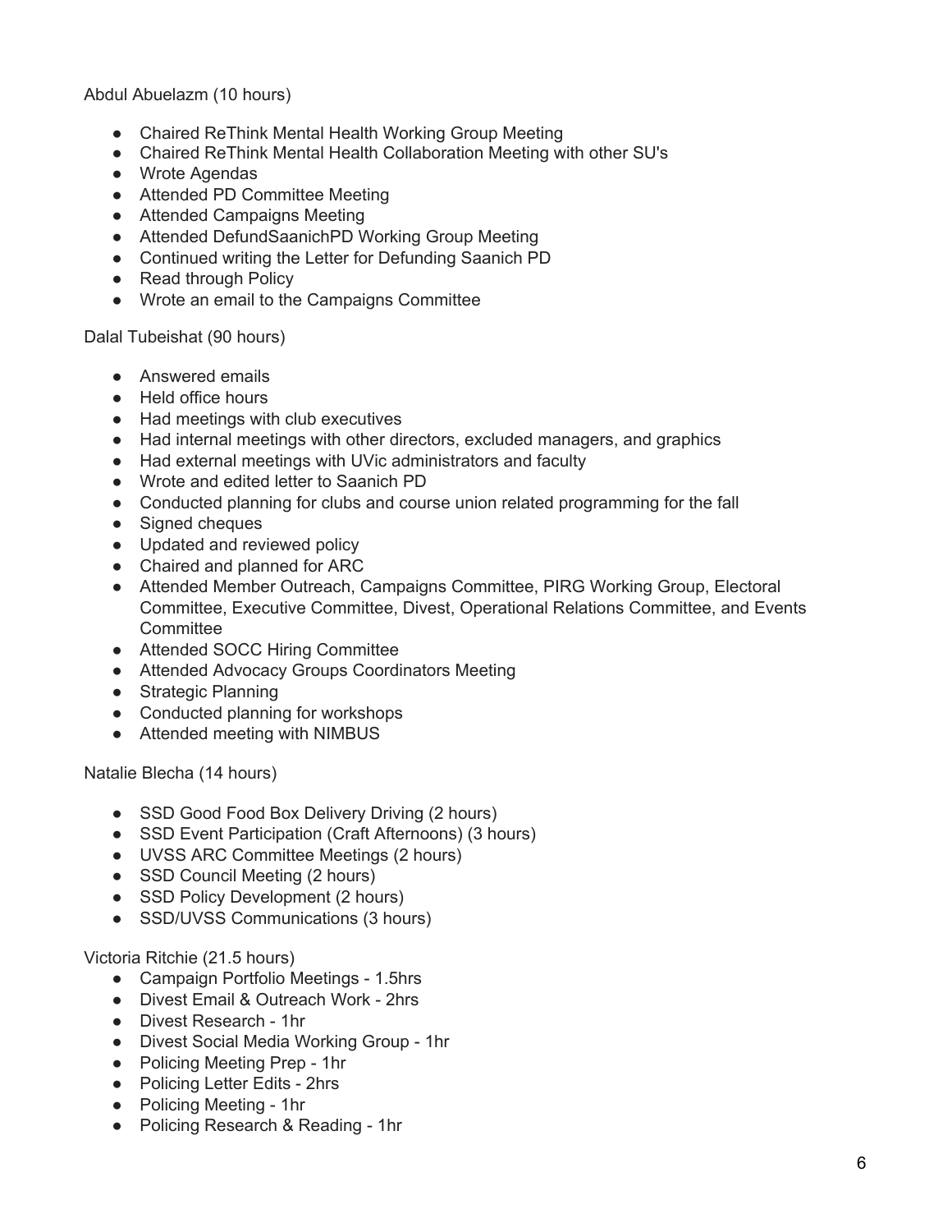Abdul Abuelazm (10 hours)

- Chaired ReThink Mental Health Working Group Meeting
- Chaired ReThink Mental Health Collaboration Meeting with other SU's
- Wrote Agendas
- Attended PD Committee Meeting
- Attended Campaigns Meeting
- Attended DefundSaanichPD Working Group Meeting
- Continued writing the Letter for Defunding Saanich PD
- Read through Policy
- Wrote an email to the Campaigns Committee

Dalal Tubeishat (90 hours)

- Answered emails
- Held office hours
- Had meetings with club executives
- Had internal meetings with other directors, excluded managers, and graphics
- Had external meetings with UVic administrators and faculty
- Wrote and edited letter to Saanich PD
- Conducted planning for clubs and course union related programming for the fall
- Signed cheques
- Updated and reviewed policy
- Chaired and planned for ARC
- Attended Member Outreach, Campaigns Committee, PIRG Working Group, Electoral Committee, Executive Committee, Divest, Operational Relations Committee, and Events Committee
- Attended SOCC Hiring Committee
- Attended Advocacy Groups Coordinators Meeting
- Strategic Planning
- Conducted planning for workshops
- Attended meeting with NIMBUS

Natalie Blecha (14 hours)

- SSD Good Food Box Delivery Driving (2 hours)
- SSD Event Participation (Craft Afternoons) (3 hours)
- UVSS ARC Committee Meetings (2 hours)
- SSD Council Meeting (2 hours)
- SSD Policy Development (2 hours)
- SSD/UVSS Communications (3 hours)

Victoria Ritchie (21.5 hours)

- Campaign Portfolio Meetings - 1.5hrs
- Divest Email & Outreach Work - 2hrs
- Divest Research - 1hr
- Divest Social Media Working Group - 1hr
- Policing Meeting Prep - 1hr
- Policing Letter Edits - 2hrs
- Policing Meeting - 1hr
- Policing Research & Reading - 1hr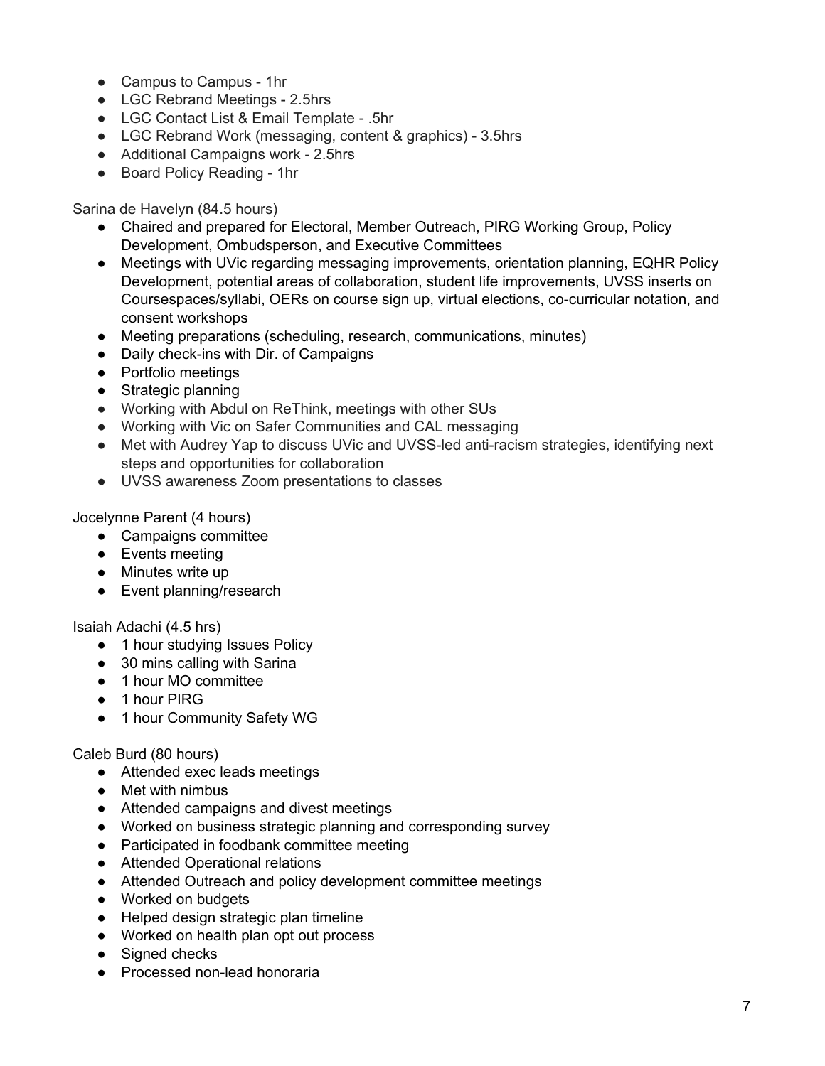- Campus to Campus - 1hr
- LGC Rebrand Meetings - 2.5hrs
- LGC Contact List & Email Template - .5hr
- LGC Rebrand Work (messaging, content & graphics) - 3.5hrs
- Additional Campaigns work - 2.5hrs
- Board Policy Reading - 1hr

Sarina de Havelyn (84.5 hours)

- Chaired and prepared for Electoral, Member Outreach, PIRG Working Group, Policy Development, Ombudsperson, and Executive Committees
- Meetings with UVic regarding messaging improvements, orientation planning, EQHR Policy Development, potential areas of collaboration, student life improvements, UVSS inserts on Coursespaces/syllabi, OERs on course sign up, virtual elections, co-curricular notation, and consent workshops
- Meeting preparations (scheduling, research, communications, minutes)
- Daily check-ins with Dir. of Campaigns
- Portfolio meetings
- Strategic planning
- Working with Abdul on ReThink, meetings with other SUs
- Working with Vic on Safer Communities and CAL messaging
- Met with Audrey Yap to discuss UVic and UVSS-led anti-racism strategies, identifying next steps and opportunities for collaboration
- UVSS awareness Zoom presentations to classes

Jocelynne Parent (4 hours)

- Campaigns committee
- Events meeting
- Minutes write up
- Event planning/research

Isaiah Adachi (4.5 hrs)

- 1 hour studying Issues Policy
- 30 mins calling with Sarina
- 1 hour MO committee
- 1 hour PIRG
- 1 hour Community Safety WG

Caleb Burd (80 hours)

- Attended exec leads meetings
- Met with nimbus
- Attended campaigns and divest meetings
- Worked on business strategic planning and corresponding survey
- Participated in foodbank committee meeting
- Attended Operational relations
- Attended Outreach and policy development committee meetings
- Worked on budgets
- Helped design strategic plan timeline
- Worked on health plan opt out process
- Signed checks
- Processed non-lead honoraria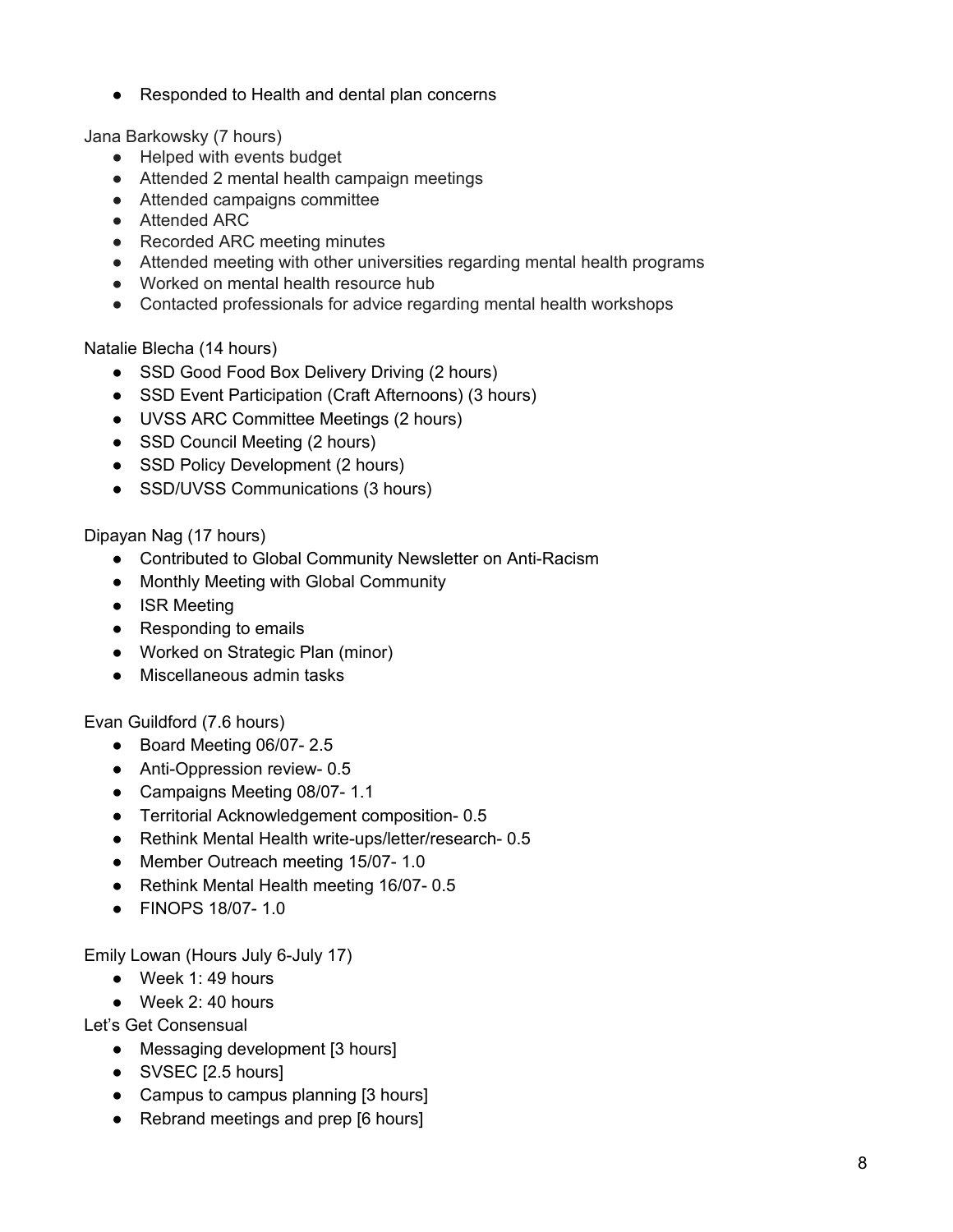- Responded to Health and dental plan concerns

Jana Barkowsky (7 hours)

- Helped with events budget
- Attended 2 mental health campaign meetings
- Attended campaigns committee
- Attended ARC
- Recorded ARC meeting minutes
- Attended meeting with other universities regarding mental health programs
- Worked on mental health resource hub
- Contacted professionals for advice regarding mental health workshops

Natalie Blecha (14 hours)

- SSD Good Food Box Delivery Driving (2 hours)
- SSD Event Participation (Craft Afternoons) (3 hours)
- UVSS ARC Committee Meetings (2 hours)
- SSD Council Meeting (2 hours)
- SSD Policy Development (2 hours)
- SSD/UVSS Communications (3 hours)

Dipayan Nag (17 hours)

- Contributed to Global Community Newsletter on Anti-Racism
- Monthly Meeting with Global Community
- ISR Meeting
- Responding to emails
- Worked on Strategic Plan (minor)
- Miscellaneous admin tasks

Evan Guildford (7.6 hours)

- Board Meeting 06/07- 2.5
- Anti-Oppression review- 0.5
- Campaigns Meeting 08/07- 1.1
- Territorial Acknowledgement composition- 0.5
- Rethink Mental Health write-ups/letter/research- 0.5
- Member Outreach meeting 15/07- 1.0
- Rethink Mental Health meeting 16/07- 0.5
- FINOPS 18/07- 1.0

Emily Lowan (Hours July 6-July 17)

- Week 1: 49 hours
- Week 2: 40 hours

Let's Get Consensual

- Messaging development [3 hours]
- SVSEC [2.5 hours]
- Campus to campus planning [3 hours]
- Rebrand meetings and prep [6 hours]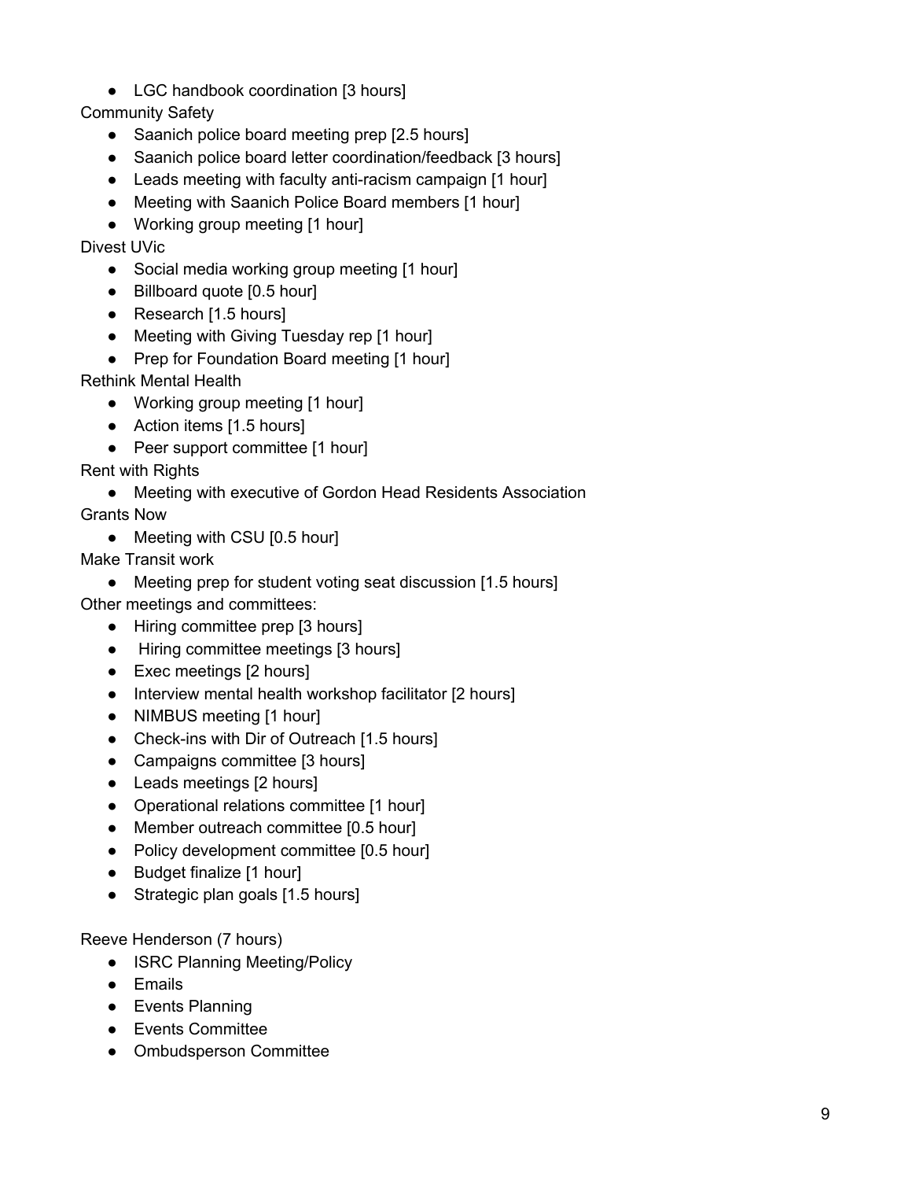- LGC handbook coordination [3 hours]

Community Safety

- Saanich police board meeting prep [2.5 hours]
- Saanich police board letter coordination/feedback [3 hours]
- Leads meeting with faculty anti-racism campaign [1 hour]
- Meeting with Saanich Police Board members [1 hour]
- Working group meeting [1 hour]

Divest UVic

- Social media working group meeting [1 hour]
- Billboard quote [0.5 hour]
- Research [1.5 hours]
- Meeting with Giving Tuesday rep [1 hour]
- Prep for Foundation Board meeting [1 hour]

Rethink Mental Health

- Working group meeting [1 hour]
- Action items [1.5 hours]
- Peer support committee [1 hour]

Rent with Rights

- Meeting with executive of Gordon Head Residents Association

Grants Now

- Meeting with CSU [0.5 hour]

Make Transit work

- Meeting prep for student voting seat discussion [1.5 hours]

Other meetings and committees:

- Hiring committee prep [3 hours]
- Hiring committee meetings [3 hours]
- Exec meetings [2 hours]
- Interview mental health workshop facilitator [2 hours]
- NIMBUS meeting [1 hour]
- Check-ins with Dir of Outreach [1.5 hours]
- Campaigns committee [3 hours]
- Leads meetings [2 hours]
- Operational relations committee [1 hour]
- Member outreach committee [0.5 hour]
- Policy development committee [0.5 hour]
- Budget finalize [1 hour]
- Strategic plan goals [1.5 hours]

Reeve Henderson (7 hours)

- ISRC Planning Meeting/Policy
- Emails
- Events Planning
- Events Committee
- Ombudsperson Committee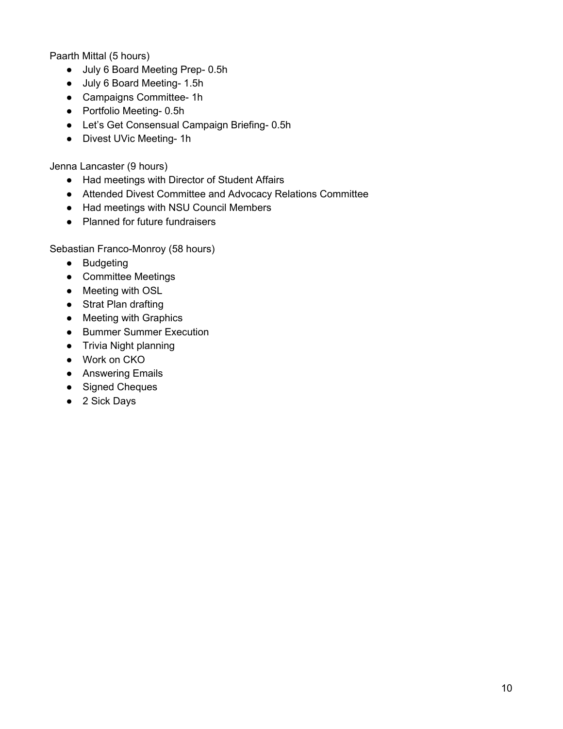Paarth Mittal (5 hours)

- July 6 Board Meeting Prep- 0.5h
- July 6 Board Meeting- 1.5h
- Campaigns Committee- 1h
- Portfolio Meeting- 0.5h
- Let's Get Consensual Campaign Briefing- 0.5h
- Divest UVic Meeting- 1h

Jenna Lancaster (9 hours)

- Had meetings with Director of Student Affairs
- Attended Divest Committee and Advocacy Relations Committee
- Had meetings with NSU Council Members
- Planned for future fundraisers

Sebastian Franco-Monroy (58 hours)

- Budgeting
- Committee Meetings
- Meeting with OSL
- Strat Plan drafting
- Meeting with Graphics
- Bummer Summer Execution
- Trivia Night planning
- Work on CKO
- Answering Emails
- Signed Cheques
- 2 Sick Days